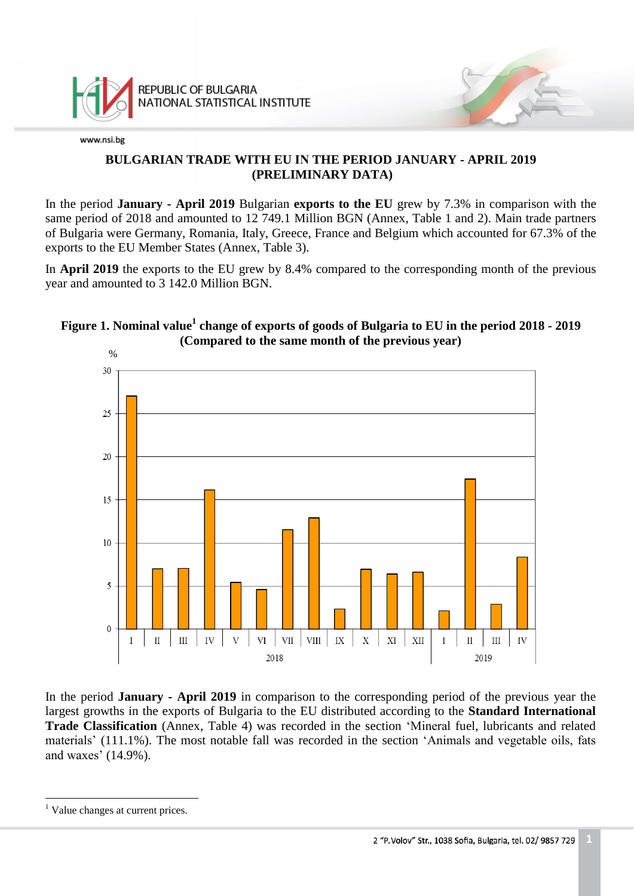# BULGARIAN TRADE WITH EU IN THE PERIOD JANUARY - APRIL 2019 (PRELIMINARY DATA)

In the period **January - April 2019** Bulgarian **exports to the EU** grew by 7.3% in comparison with the same period of 2018 and amounted to 12 749.1 Million BGN (Annex, Table 1 and 2). Main trade partners of Bulgaria were Germany, Romania, Italy, Greece, France and Belgium which accounted for 67.3% of the exports to the EU Member States (Annex, Table 3).

In **April 2019** the exports to the EU grew by 8.4% compared to the corresponding month of the previous year and amounted to 3 142.0 Million BGN.

**Figure 1. Nominal value[1] change of exports of goods of Bulgaria to EU in the period 2018 - 2019 (Compared to the same month of the previous year)**

In the period **January - April 2019** in comparison to the corresponding period of the previous year the largest growths in the exports of Bulgaria to the EU distributed according to the **Standard International Trade Classification** (Annex, Table 4) was recorded in the section 'Mineral fuel, lubricants and related materials' (111.1%). The most notable fall was recorded in the section 'Animals and vegetable oils, fats and waxes' (14.9%).

---

[1] Value changes at current prices.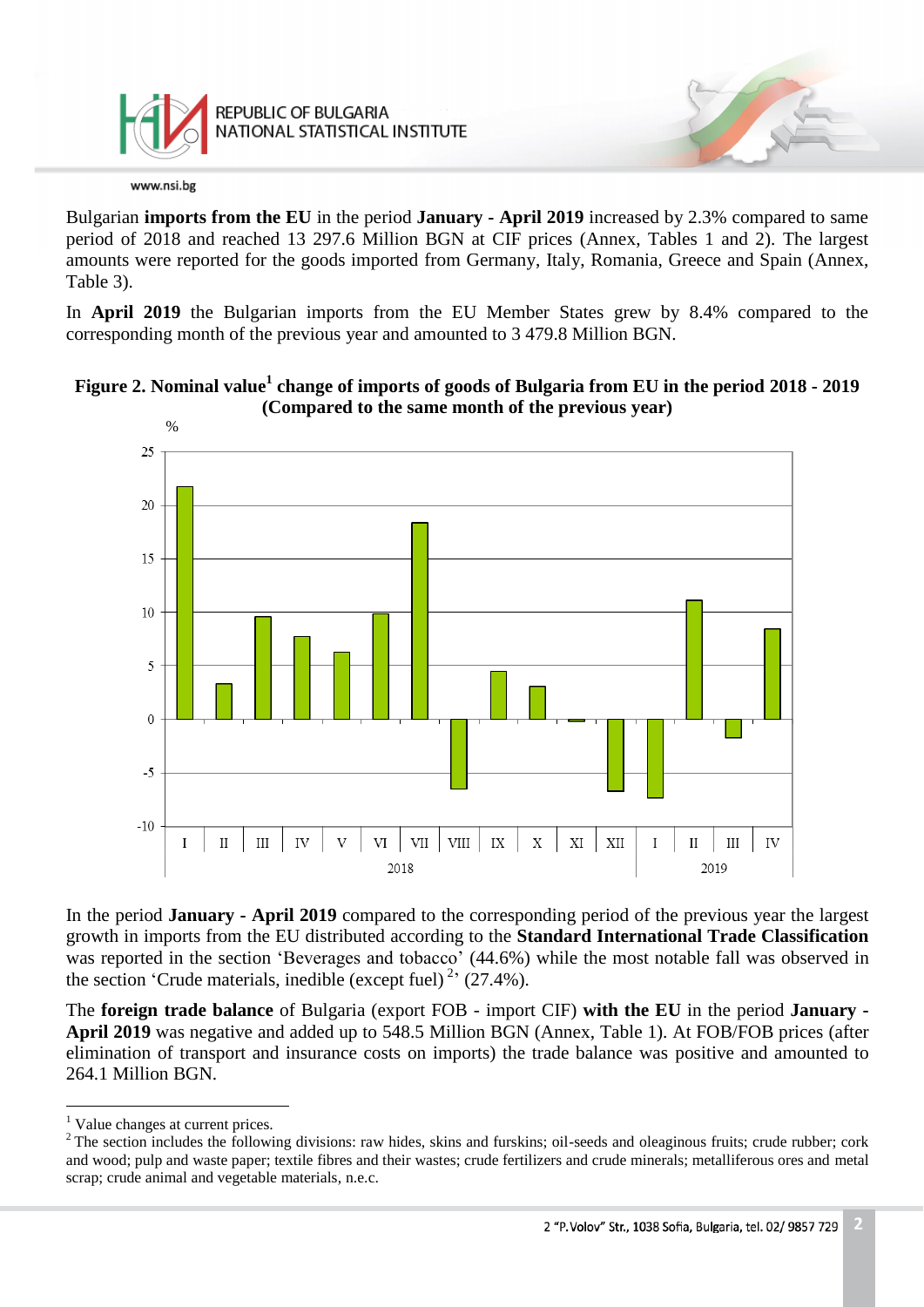Bulgarian **imports from the EU** in the period **January - April 2019** increased by 2.3% compared to same period of 2018 and reached 13 297.6 Million BGN at CIF prices (Annex, Tables 1 and 2). The largest amounts were reported for the goods imported from Germany, Italy, Romania, Greece and Spain (Annex, Table 3).

In **April 2019** the Bulgarian imports from the EU Member States grew by 8.4% compared to the corresponding month of the previous year and amounted to 3 479.8 Million BGN.

**Figure 2. Nominal value[1] change of imports of goods of Bulgaria from EU in the period 2018 - 2019 (Compared to the same month of the previous year)**

In the period **January - April 2019** compared to the corresponding period of the previous year the largest growth in imports from the EU distributed according to the **Standard International Trade Classification** was reported in the section 'Beverages and tobacco' (44.6%) while the most notable fall was observed in the section 'Crude materials, inedible (except fuel)[2]' (27.4%).

The **foreign trade balance** of Bulgaria (export FOB - import CIF) **with the EU** in the period **January - April 2019** was negative and added up to 548.5 Million BGN (Annex, Table 1). At FOB/FOB prices (after elimination of transport and insurance costs on imports) the trade balance was positive and amounted to 264.1 Million BGN.

---

[1] Value changes at current prices.

[2] The section includes the following divisions: raw hides, skins and furskins; oil-seeds and oleaginous fruits; crude rubber; cork and wood; pulp and waste paper; textile fibres and their wastes; crude fertilizers and crude minerals; metalliferous ores and metal scrap; crude animal and vegetable materials, n.e.c.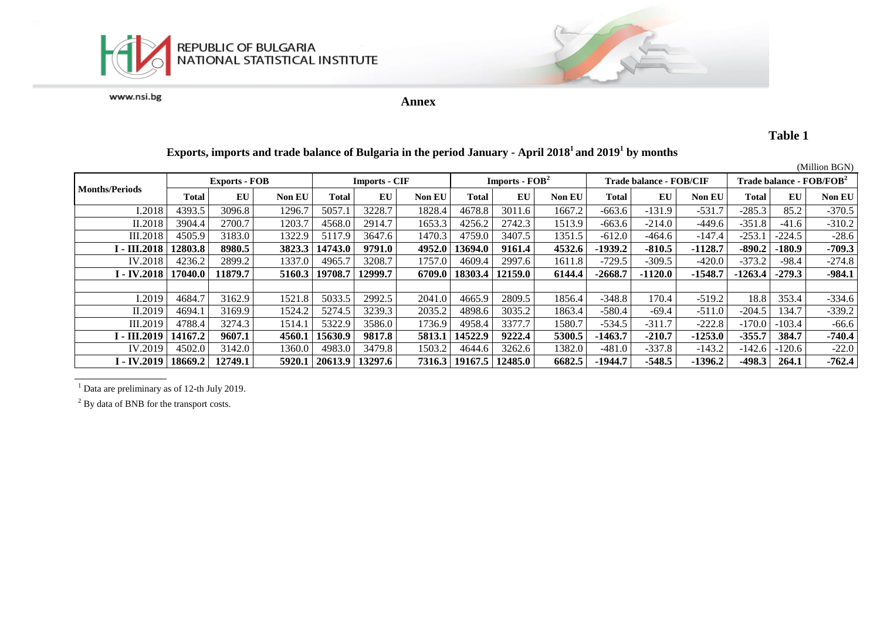**Annex**

**Table 1**

**Exports, imports and trade balance of Bulgaria in the period January - April 2018[1] and 2019[1] by months**

(Million BGN)

| Months/Periods | Exports - FOB | | | Imports - CIF | | | Imports - FOB[2] | | | Trade balance - FOB/CIF | | | Trade balance - FOB/FOB[2] | | |
|---|---|---|---|---|---|---|---|---|---|---|---|---|---|---|---|
| | Total | EU | Non EU | Total | EU | Non EU | Total | EU | Non EU | Total | EU | Non EU | Total | EU | Non EU |
| I.2018 | 4393.5 | 3096.8 | 1296.7 | 5057.1 | 3228.7 | 1828.4 | 4678.8 | 3011.6 | 1667.2 | -663.6 | -131.9 | -531.7 | -285.3 | 85.2 | -370.5 |
| II.2018 | 3904.4 | 2700.7 | 1203.7 | 4568.0 | 2914.7 | 1653.3 | 4256.2 | 2742.3 | 1513.9 | -663.6 | -214.0 | -449.6 | -351.8 | -41.6 | -310.2 |
| III.2018 | 4505.9 | 3183.0 | 1322.9 | 5117.9 | 3647.6 | 1470.3 | 4759.0 | 3407.5 | 1351.5 | -612.0 | -464.6 | -147.4 | -253.1 | -224.5 | -28.6 |
| **I - III.2018** | **12803.8** | **8980.5** | **3823.3** | **14743.0** | **9791.0** | **4952.0** | **13694.0** | **9161.4** | **4532.6** | **-1939.2** | **-810.5** | **-1128.7** | **-890.2** | **-180.9** | **-709.3** |
| IV.2018 | 4236.2 | 2899.2 | 1337.0 | 4965.7 | 3208.7 | 1757.0 | 4609.4 | 2997.6 | 1611.8 | -729.5 | -309.5 | -420.0 | -373.2 | -98.4 | -274.8 |
| **I - IV.2018** | **17040.0** | **11879.7** | **5160.3** | **19708.7** | **12999.7** | **6709.0** | **18303.4** | **12159.0** | **6144.4** | **-2668.7** | **-1120.0** | **-1548.7** | **-1263.4** | **-279.3** | **-984.1** |
| | | | | | | | | | | | | | | | |
| I.2019 | 4684.7 | 3162.9 | 1521.8 | 5033.5 | 2992.5 | 2041.0 | 4665.9 | 2809.5 | 1856.4 | -348.8 | 170.4 | -519.2 | 18.8 | 353.4 | -334.6 |
| II.2019 | 4694.1 | 3169.9 | 1524.2 | 5274.5 | 3239.3 | 2035.2 | 4898.6 | 3035.2 | 1863.4 | -580.4 | -69.4 | -511.0 | -204.5 | 134.7 | -339.2 |
| III.2019 | 4788.4 | 3274.3 | 1514.1 | 5322.9 | 3586.0 | 1736.9 | 4958.4 | 3377.7 | 1580.7 | -534.5 | -311.7 | -222.8 | -170.0 | -103.4 | -66.6 |
| **I - III.2019** | **14167.2** | **9607.1** | **4560.1** | **15630.9** | **9817.8** | **5813.1** | **14522.9** | **9222.4** | **5300.5** | **-1463.7** | **-210.7** | **-1253.0** | **-355.7** | **384.7** | **-740.4** |
| IV.2019 | 4502.0 | 3142.0 | 1360.0 | 4983.0 | 3479.8 | 1503.2 | 4644.6 | 3262.6 | 1382.0 | -481.0 | -337.8 | -143.2 | -142.6 | -120.6 | -22.0 |
| **I - IV.2019** | **18669.2** | **12749.1** | **5920.1** | **20613.9** | **13297.6** | **7316.3** | **19167.5** | **12485.0** | **6682.5** | **-1944.7** | **-548.5** | **-1396.2** | **-498.3** | **264.1** | **-762.4** |

[1] Data are preliminary as of 12-th July 2019.

[2] By data of BNB for the transport costs.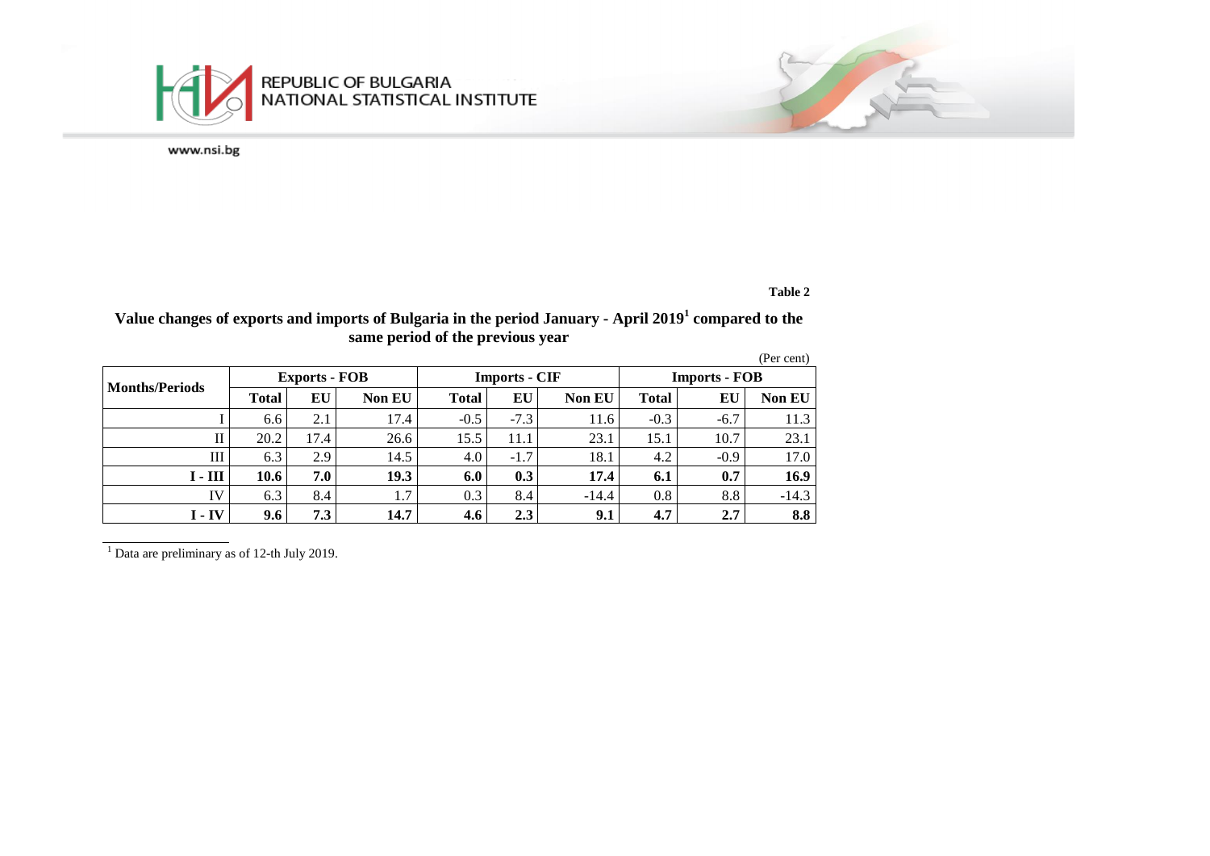Table 2

## Value changes of exports and imports of Bulgaria in the period January - April 2019[1] compared to the same period of the previous year

(Per cent)

| Months/Periods | Exports - FOB | | | Imports - CIF | | | Imports - FOB | | |
|---|---|---|---|---|---|---|---|---|---|
| | Total | EU | Non EU | Total | EU | Non EU | Total | EU | Non EU |
| I | 6.6 | 2.1 | 17.4 | -0.5 | -7.3 | 11.6 | -0.3 | -6.7 | 11.3 |
| II | 20.2 | 17.4 | 26.6 | 15.5 | 11.1 | 23.1 | 15.1 | 10.7 | 23.1 |
| III | 6.3 | 2.9 | 14.5 | 4.0 | -1.7 | 18.1 | 4.2 | -0.9 | 17.0 |
| **I - III** | **10.6** | **7.0** | **19.3** | **6.0** | **0.3** | **17.4** | **6.1** | **0.7** | **16.9** |
| IV | 6.3 | 8.4 | 1.7 | 0.3 | 8.4 | -14.4 | 0.8 | 8.8 | -14.3 |
| **I - IV** | **9.6** | **7.3** | **14.7** | **4.6** | **2.3** | **9.1** | **4.7** | **2.7** | **8.8** |

[1] Data are preliminary as of 12-th July 2019.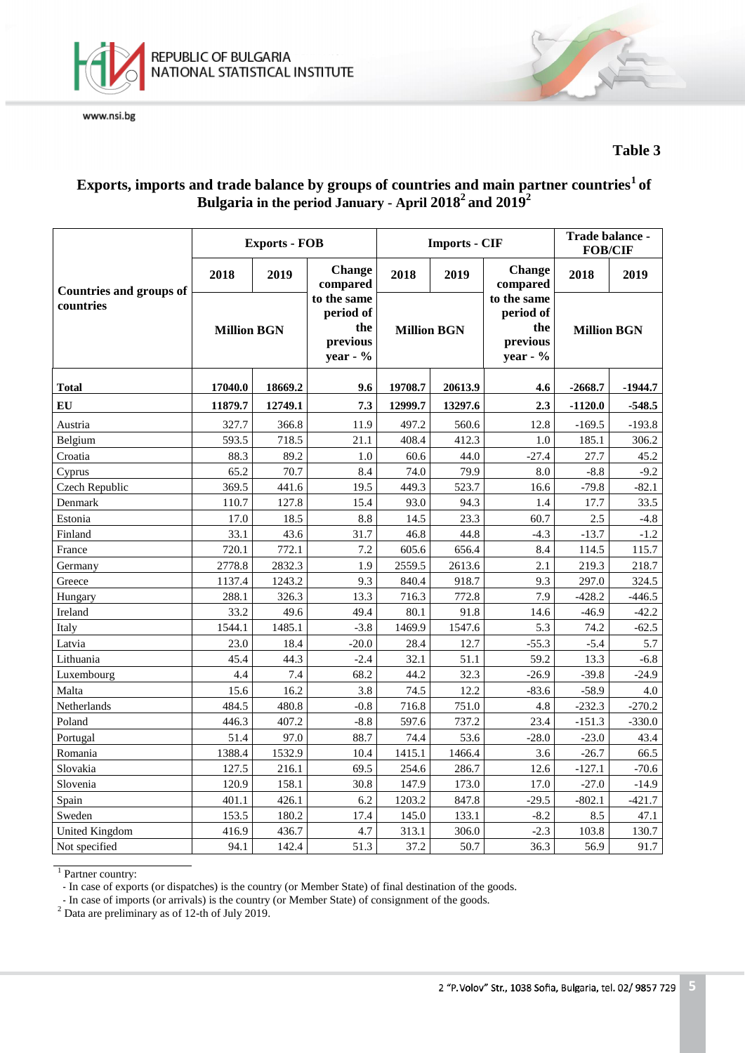**Table 3**

**Exports, imports and trade balance by groups of countries and main partner countries[1] of Bulgaria in the period January - April 2018[2] and 2019[2]**

| Countries and groups of countries | Exports - FOB | | | Imports - CIF | | | Trade balance - FOB/CIF | |
|---|---|---|---|---|---|---|---|---|
| | 2018 | 2019 | Change compared to the same period of the previous year - % | 2018 | 2019 | Change compared to the same period of the previous year - % | 2018 | 2019 |
| | Million BGN | | | Million BGN | | | Million BGN | |
| **Total** | **17040.0** | **18669.2** | **9.6** | **19708.7** | **20613.9** | **4.6** | **-2668.7** | **-1944.7** |
| **EU** | **11879.7** | **12749.1** | **7.3** | **12999.7** | **13297.6** | **2.3** | **-1120.0** | **-548.5** |
| Austria | 327.7 | 366.8 | 11.9 | 497.2 | 560.6 | 12.8 | -169.5 | -193.8 |
| Belgium | 593.5 | 718.5 | 21.1 | 408.4 | 412.3 | 1.0 | 185.1 | 306.2 |
| Croatia | 88.3 | 89.2 | 1.0 | 60.6 | 44.0 | -27.4 | 27.7 | 45.2 |
| Cyprus | 65.2 | 70.7 | 8.4 | 74.0 | 79.9 | 8.0 | -8.8 | -9.2 |
| Czech Republic | 369.5 | 441.6 | 19.5 | 449.3 | 523.7 | 16.6 | -79.8 | -82.1 |
| Denmark | 110.7 | 127.8 | 15.4 | 93.0 | 94.3 | 1.4 | 17.7 | 33.5 |
| Estonia | 17.0 | 18.5 | 8.8 | 14.5 | 23.3 | 60.7 | 2.5 | -4.8 |
| Finland | 33.1 | 43.6 | 31.7 | 46.8 | 44.8 | -4.3 | -13.7 | -1.2 |
| France | 720.1 | 772.1 | 7.2 | 605.6 | 656.4 | 8.4 | 114.5 | 115.7 |
| Germany | 2778.8 | 2832.3 | 1.9 | 2559.5 | 2613.6 | 2.1 | 219.3 | 218.7 |
| Greece | 1137.4 | 1243.2 | 9.3 | 840.4 | 918.7 | 9.3 | 297.0 | 324.5 |
| Hungary | 288.1 | 326.3 | 13.3 | 716.3 | 772.8 | 7.9 | -428.2 | -446.5 |
| Ireland | 33.2 | 49.6 | 49.4 | 80.1 | 91.8 | 14.6 | -46.9 | -42.2 |
| Italy | 1544.1 | 1485.1 | -3.8 | 1469.9 | 1547.6 | 5.3 | 74.2 | -62.5 |
| Latvia | 23.0 | 18.4 | -20.0 | 28.4 | 12.7 | -55.3 | -5.4 | 5.7 |
| Lithuania | 45.4 | 44.3 | -2.4 | 32.1 | 51.1 | 59.2 | 13.3 | -6.8 |
| Luxembourg | 4.4 | 7.4 | 68.2 | 44.2 | 32.3 | -26.9 | -39.8 | -24.9 |
| Malta | 15.6 | 16.2 | 3.8 | 74.5 | 12.2 | -83.6 | -58.9 | 4.0 |
| Netherlands | 484.5 | 480.8 | -0.8 | 716.8 | 751.0 | 4.8 | -232.3 | -270.2 |
| Poland | 446.3 | 407.2 | -8.8 | 597.6 | 737.2 | 23.4 | -151.3 | -330.0 |
| Portugal | 51.4 | 97.0 | 88.7 | 74.4 | 53.6 | -28.0 | -23.0 | 43.4 |
| Romania | 1388.4 | 1532.9 | 10.4 | 1415.1 | 1466.4 | 3.6 | -26.7 | 66.5 |
| Slovakia | 127.5 | 216.1 | 69.5 | 254.6 | 286.7 | 12.6 | -127.1 | -70.6 |
| Slovenia | 120.9 | 158.1 | 30.8 | 147.9 | 173.0 | 17.0 | -27.0 | -14.9 |
| Spain | 401.1 | 426.1 | 6.2 | 1203.2 | 847.8 | -29.5 | -802.1 | -421.7 |
| Sweden | 153.5 | 180.2 | 17.4 | 145.0 | 133.1 | -8.2 | 8.5 | 47.1 |
| United Kingdom | 416.9 | 436.7 | 4.7 | 313.1 | 306.0 | -2.3 | 103.8 | 130.7 |
| Not specified | 94.1 | 142.4 | 51.3 | 37.2 | 50.7 | 36.3 | 56.9 | 91.7 |

[1] Partner country:
- In case of exports (or dispatches) is the country (or Member State) of final destination of the goods.
- In case of imports (or arrivals) is the country (or Member State) of consignment of the goods.

[2] Data are preliminary as of 12-th of July 2019.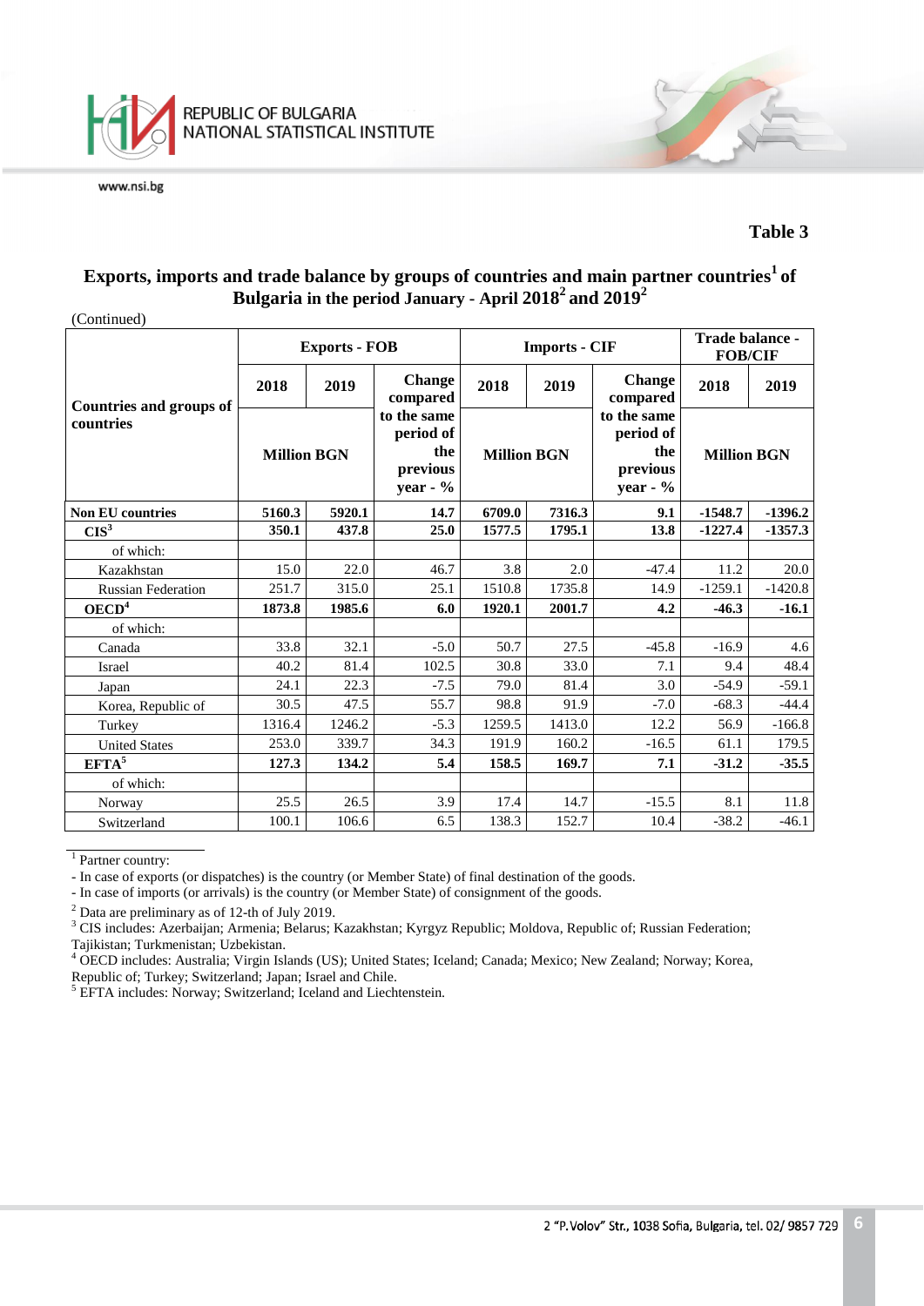**Table 3**

## Exports, imports and trade balance by groups of countries and main partner countries[1] of Bulgaria in the period January - April 2018[2] and 2019[2]

(Continued)

| Countries and groups of countries | Exports - FOB | | | Imports - CIF | | | Trade balance - FOB/CIF | |
|---|---|---|---|---|---|---|---|---|
| | 2018 | 2019 | Change compared to the same period of the previous year - % | 2018 | 2019 | Change compared to the same period of the previous year - % | 2018 | 2019 |
| | Million BGN | | | Million BGN | | | Million BGN | |
| **Non EU countries** | **5160.3** | **5920.1** | **14.7** | **6709.0** | **7316.3** | **9.1** | **-1548.7** | **-1396.2** |
| **CIS[3]** | **350.1** | **437.8** | **25.0** | **1577.5** | **1795.1** | **13.8** | **-1227.4** | **-1357.3** |
| of which: | | | | | | | | |
| Kazakhstan | 15.0 | 22.0 | 46.7 | 3.8 | 2.0 | -47.4 | 11.2 | 20.0 |
| Russian Federation | 251.7 | 315.0 | 25.1 | 1510.8 | 1735.8 | 14.9 | -1259.1 | -1420.8 |
| **OECD[4]** | **1873.8** | **1985.6** | **6.0** | **1920.1** | **2001.7** | **4.2** | **-46.3** | **-16.1** |
| of which: | | | | | | | | |
| Canada | 33.8 | 32.1 | -5.0 | 50.7 | 27.5 | -45.8 | -16.9 | 4.6 |
| Israel | 40.2 | 81.4 | 102.5 | 30.8 | 33.0 | 7.1 | 9.4 | 48.4 |
| Japan | 24.1 | 22.3 | -7.5 | 79.0 | 81.4 | 3.0 | -54.9 | -59.1 |
| Korea, Republic of | 30.5 | 47.5 | 55.7 | 98.8 | 91.9 | -7.0 | -68.3 | -44.4 |
| Turkey | 1316.4 | 1246.2 | -5.3 | 1259.5 | 1413.0 | 12.2 | 56.9 | -166.8 |
| United States | 253.0 | 339.7 | 34.3 | 191.9 | 160.2 | -16.5 | 61.1 | 179.5 |
| **EFTA[5]** | **127.3** | **134.2** | **5.4** | **158.5** | **169.7** | **7.1** | **-31.2** | **-35.5** |
| of which: | | | | | | | | |
| Norway | 25.5 | 26.5 | 3.9 | 17.4 | 14.7 | -15.5 | 8.1 | 11.8 |
| Switzerland | 100.1 | 106.6 | 6.5 | 138.3 | 152.7 | 10.4 | -38.2 | -46.1 |

[1] Partner country:
- In case of exports (or dispatches) is the country (or Member State) of final destination of the goods.
- In case of imports (or arrivals) is the country (or Member State) of consignment of the goods.

[2] Data are preliminary as of 12-th of July 2019.

[3] CIS includes: Azerbaijan; Armenia; Belarus; Kazakhstan; Kyrgyz Republic; Moldova, Republic of; Russian Federation; Tajikistan; Turkmenistan; Uzbekistan.

[4] OECD includes: Australia; Virgin Islands (US); United States; Iceland; Canada; Mexico; New Zealand; Norway; Korea, Republic of; Turkey; Switzerland; Japan; Israel and Chile.

[5] EFTA includes: Norway; Switzerland; Iceland and Liechtenstein.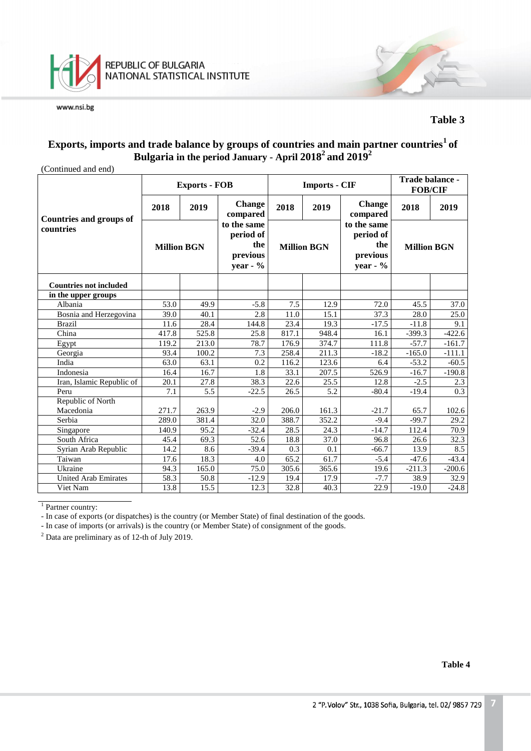**Table 3**

## Exports, imports and trade balance by groups of countries and main partner countries[1] of Bulgaria in the period January - April 2018[2] and 2019[2]

(Continued and end)

| Countries and groups of countries | Exports - FOB | | | Imports - CIF | | | Trade balance - FOB/CIF | |
|---|---|---|---|---|---|---|---|---|
| | 2018 | 2019 | Change compared to the same period of the previous year - % | 2018 | 2019 | Change compared to the same period of the previous year - % | 2018 | 2019 |
| | Million BGN | | | Million BGN | | | Million BGN | |
| **Countries not included in the upper groups** | | | | | | | | |
| Albania | 53.0 | 49.9 | -5.8 | 7.5 | 12.9 | 72.0 | 45.5 | 37.0 |
| Bosnia and Herzegovina | 39.0 | 40.1 | 2.8 | 11.0 | 15.1 | 37.3 | 28.0 | 25.0 |
| Brazil | 11.6 | 28.4 | 144.8 | 23.4 | 19.3 | -17.5 | -11.8 | 9.1 |
| China | 417.8 | 525.8 | 25.8 | 817.1 | 948.4 | 16.1 | -399.3 | -422.6 |
| Egypt | 119.2 | 213.0 | 78.7 | 176.9 | 374.7 | 111.8 | -57.7 | -161.7 |
| Georgia | 93.4 | 100.2 | 7.3 | 258.4 | 211.3 | -18.2 | -165.0 | -111.1 |
| India | 63.0 | 63.1 | 0.2 | 116.2 | 123.6 | 6.4 | -53.2 | -60.5 |
| Indonesia | 16.4 | 16.7 | 1.8 | 33.1 | 207.5 | 526.9 | -16.7 | -190.8 |
| Iran, Islamic Republic of | 20.1 | 27.8 | 38.3 | 22.6 | 25.5 | 12.8 | -2.5 | 2.3 |
| Peru | 7.1 | 5.5 | -22.5 | 26.5 | 5.2 | -80.4 | -19.4 | 0.3 |
| Republic of North Macedonia | 271.7 | 263.9 | -2.9 | 206.0 | 161.3 | -21.7 | 65.7 | 102.6 |
| Serbia | 289.0 | 381.4 | 32.0 | 388.7 | 352.2 | -9.4 | -99.7 | 29.2 |
| Singapore | 140.9 | 95.2 | -32.4 | 28.5 | 24.3 | -14.7 | 112.4 | 70.9 |
| South Africa | 45.4 | 69.3 | 52.6 | 18.8 | 37.0 | 96.8 | 26.6 | 32.3 |
| Syrian Arab Republic | 14.2 | 8.6 | -39.4 | 0.3 | 0.1 | -66.7 | 13.9 | 8.5 |
| Taiwan | 17.6 | 18.3 | 4.0 | 65.2 | 61.7 | -5.4 | -47.6 | -43.4 |
| Ukraine | 94.3 | 165.0 | 75.0 | 305.6 | 365.6 | 19.6 | -211.3 | -200.6 |
| United Arab Emirates | 58.3 | 50.8 | -12.9 | 19.4 | 17.9 | -7.7 | 38.9 | 32.9 |
| Viet Nam | 13.8 | 15.5 | 12.3 | 32.8 | 40.3 | 22.9 | -19.0 | -24.8 |

[1] Partner country:

- In case of exports (or dispatches) is the country (or Member State) of final destination of the goods.
- In case of imports (or arrivals) is the country (or Member State) of consignment of the goods.

[2] Data are preliminary as of 12-th of July 2019.

**Table 4**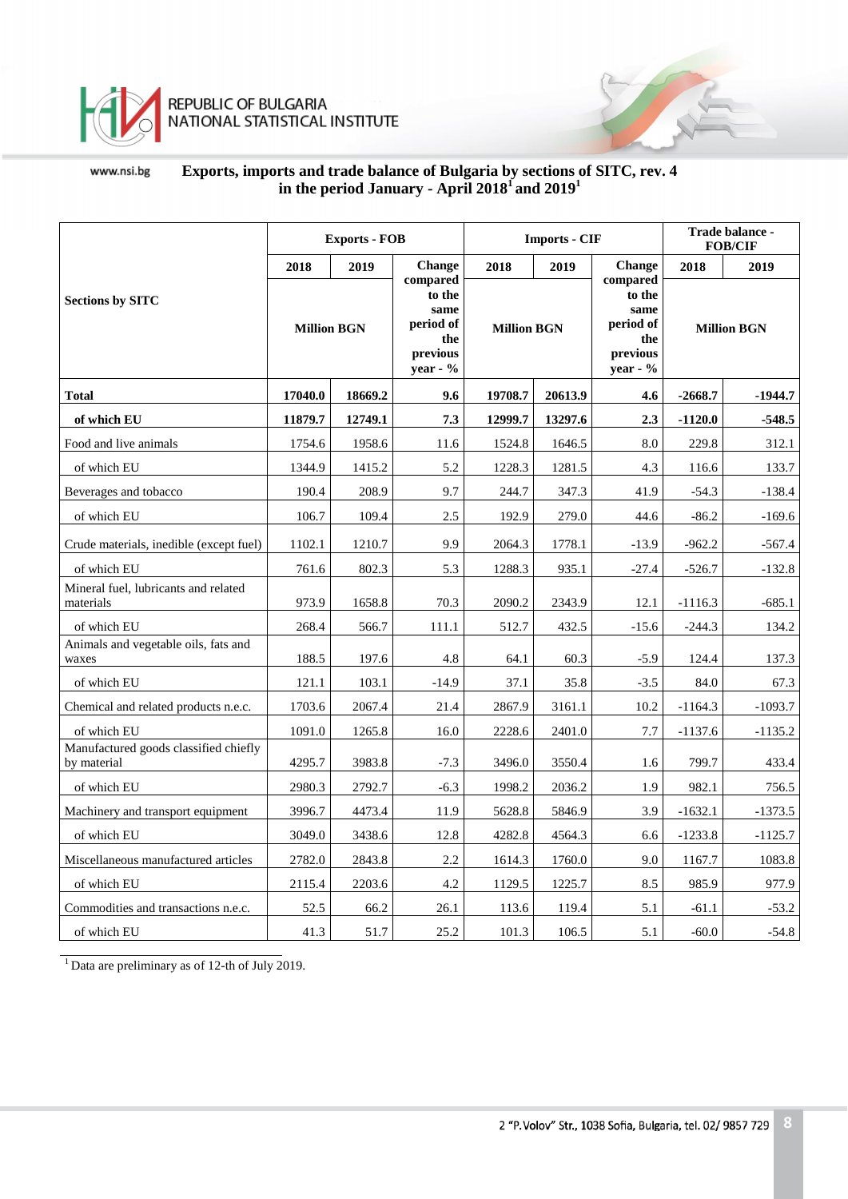**Exports, imports and trade balance of Bulgaria by sections of SITC, rev. 4 in the period January - April 2018[1] and 2019[1]**

| Sections by SITC | Exports - FOB | | | Imports - CIF | | | Trade balance - FOB/CIF | |
|---|---|---|---|---|---|---|---|---|
| | 2018 | 2019 | Change compared to the same period of the previous year - % | 2018 | 2019 | Change compared to the same period of the previous year - % | 2018 | 2019 |
| | Million BGN | | | Million BGN | | | Million BGN | |
| **Total** | **17040.0** | **18669.2** | **9.6** | **19708.7** | **20613.9** | **4.6** | **-2668.7** | **-1944.7** |
| **of which EU** | **11879.7** | **12749.1** | **7.3** | **12999.7** | **13297.6** | **2.3** | **-1120.0** | **-548.5** |
| Food and live animals | 1754.6 | 1958.6 | 11.6 | 1524.8 | 1646.5 | 8.0 | 229.8 | 312.1 |
| of which EU | 1344.9 | 1415.2 | 5.2 | 1228.3 | 1281.5 | 4.3 | 116.6 | 133.7 |
| Beverages and tobacco | 190.4 | 208.9 | 9.7 | 244.7 | 347.3 | 41.9 | -54.3 | -138.4 |
| of which EU | 106.7 | 109.4 | 2.5 | 192.9 | 279.0 | 44.6 | -86.2 | -169.6 |
| Crude materials, inedible (except fuel) | 1102.1 | 1210.7 | 9.9 | 2064.3 | 1778.1 | -13.9 | -962.2 | -567.4 |
| of which EU | 761.6 | 802.3 | 5.3 | 1288.3 | 935.1 | -27.4 | -526.7 | -132.8 |
| Mineral fuel, lubricants and related materials | 973.9 | 1658.8 | 70.3 | 2090.2 | 2343.9 | 12.1 | -1116.3 | -685.1 |
| of which EU | 268.4 | 566.7 | 111.1 | 512.7 | 432.5 | -15.6 | -244.3 | 134.2 |
| Animals and vegetable oils, fats and waxes | 188.5 | 197.6 | 4.8 | 64.1 | 60.3 | -5.9 | 124.4 | 137.3 |
| of which EU | 121.1 | 103.1 | -14.9 | 37.1 | 35.8 | -3.5 | 84.0 | 67.3 |
| Chemical and related products n.e.c. | 1703.6 | 2067.4 | 21.4 | 2867.9 | 3161.1 | 10.2 | -1164.3 | -1093.7 |
| of which EU | 1091.0 | 1265.8 | 16.0 | 2228.6 | 2401.0 | 7.7 | -1137.6 | -1135.2 |
| Manufactured goods classified chiefly by material | 4295.7 | 3983.8 | -7.3 | 3496.0 | 3550.4 | 1.6 | 799.7 | 433.4 |
| of which EU | 2980.3 | 2792.7 | -6.3 | 1998.2 | 2036.2 | 1.9 | 982.1 | 756.5 |
| Machinery and transport equipment | 3996.7 | 4473.4 | 11.9 | 5628.8 | 5846.9 | 3.9 | -1632.1 | -1373.5 |
| of which EU | 3049.0 | 3438.6 | 12.8 | 4282.8 | 4564.3 | 6.6 | -1233.8 | -1125.7 |
| Miscellaneous manufactured articles | 2782.0 | 2843.8 | 2.2 | 1614.3 | 1760.0 | 9.0 | 1167.7 | 1083.8 |
| of which EU | 2115.4 | 2203.6 | 4.2 | 1129.5 | 1225.7 | 8.5 | 985.9 | 977.9 |
| Commodities and transactions n.e.c. | 52.5 | 66.2 | 26.1 | 113.6 | 119.4 | 5.1 | -61.1 | -53.2 |
| of which EU | 41.3 | 51.7 | 25.2 | 101.3 | 106.5 | 5.1 | -60.0 | -54.8 |

[1] Data are preliminary as of 12-th of July 2019.